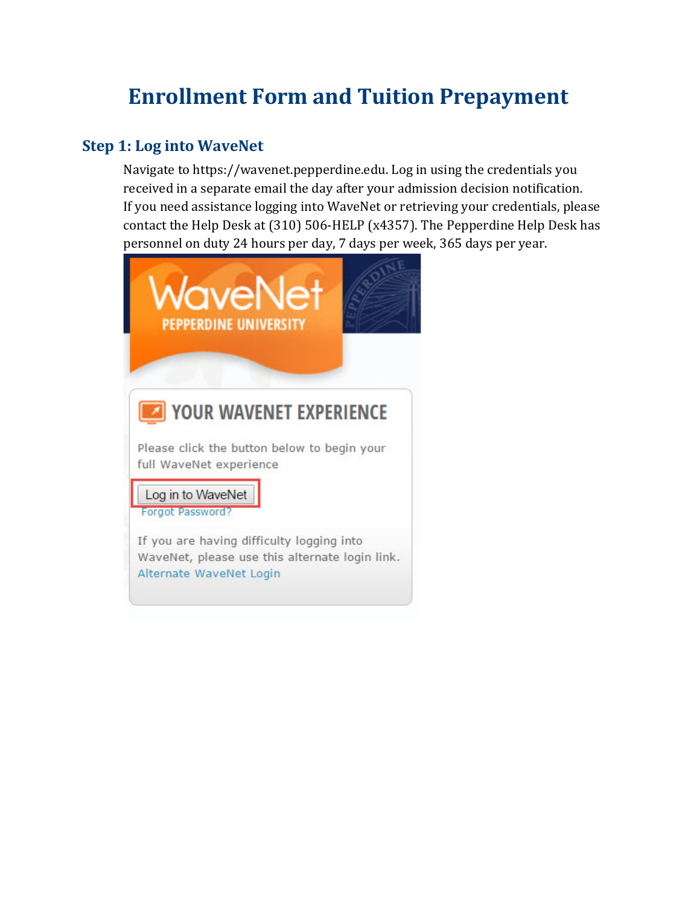# Enrollment Form and Tuition Prepayment

## Step 1: Log into WaveNet

Navigate to https://wavenet.pepperdine.edu. Log in using the credentials you received in a separate email the day after your admission decision notification. If you need assistance logging into WaveNet or retrieving your credentials, please contact the Help Desk at (310) 506-HELP (x4357). The Pepperdine Help Desk has personnel on duty 24 hours per day, 7 days per week, 365 days per year.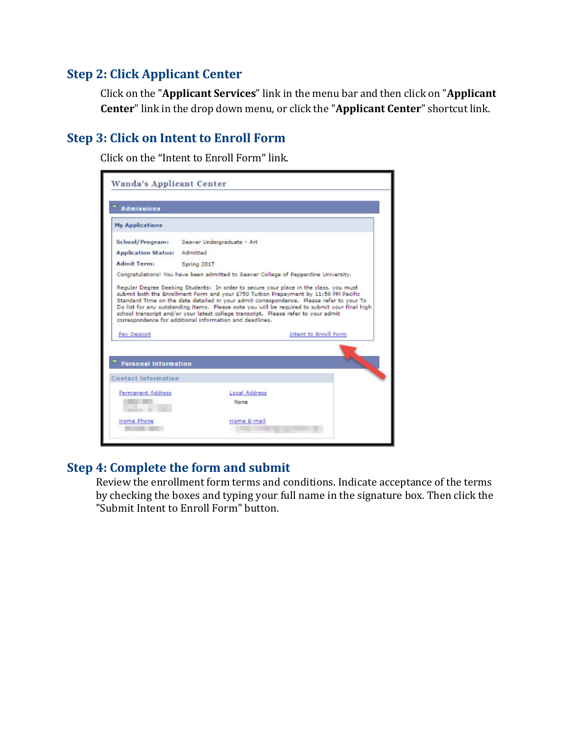## Step 2: Click Applicant Center

Click on the "**Applicant Services**" link in the menu bar and then click on "**Applicant Center**" link in the drop down menu, or click the "**Applicant Center**" shortcut link.

## Step 3: Click on Intent to Enroll Form

Click on the "Intent to Enroll Form" link.

Wanda's Applicant Center

Admissions

My Applications

School/Program: Seaver Undergraduate - Art

Application Status: Admitted

Admit Term: Spring 2017

Congratulations! You have been admitted to Seaver College of Pepperdine University.

Regular Degree Seeking Students: In order to secure your place in the class, you must submit both the Enrollment Form and your $750 Tuition Prepayment by 11:59 PM Pacific Standard Time on the date detailed in your admit correspondence. Please refer to your To Do list for any outstanding items. Please note you will be required to submit your final high school transcript and/or your latest college transcript. Please refer to your admit correspondence for additional information and deadlines.

Pay Deposit    Intent to Enroll Form

Personal Information

Contact Information

Permanent Address    Local Address

None

Home Phone    Home E-mail

## Step 4: Complete the form and submit

Review the enrollment form terms and conditions. Indicate acceptance of the terms by checking the boxes and typing your full name in the signature box. Then click the "Submit Intent to Enroll Form" button.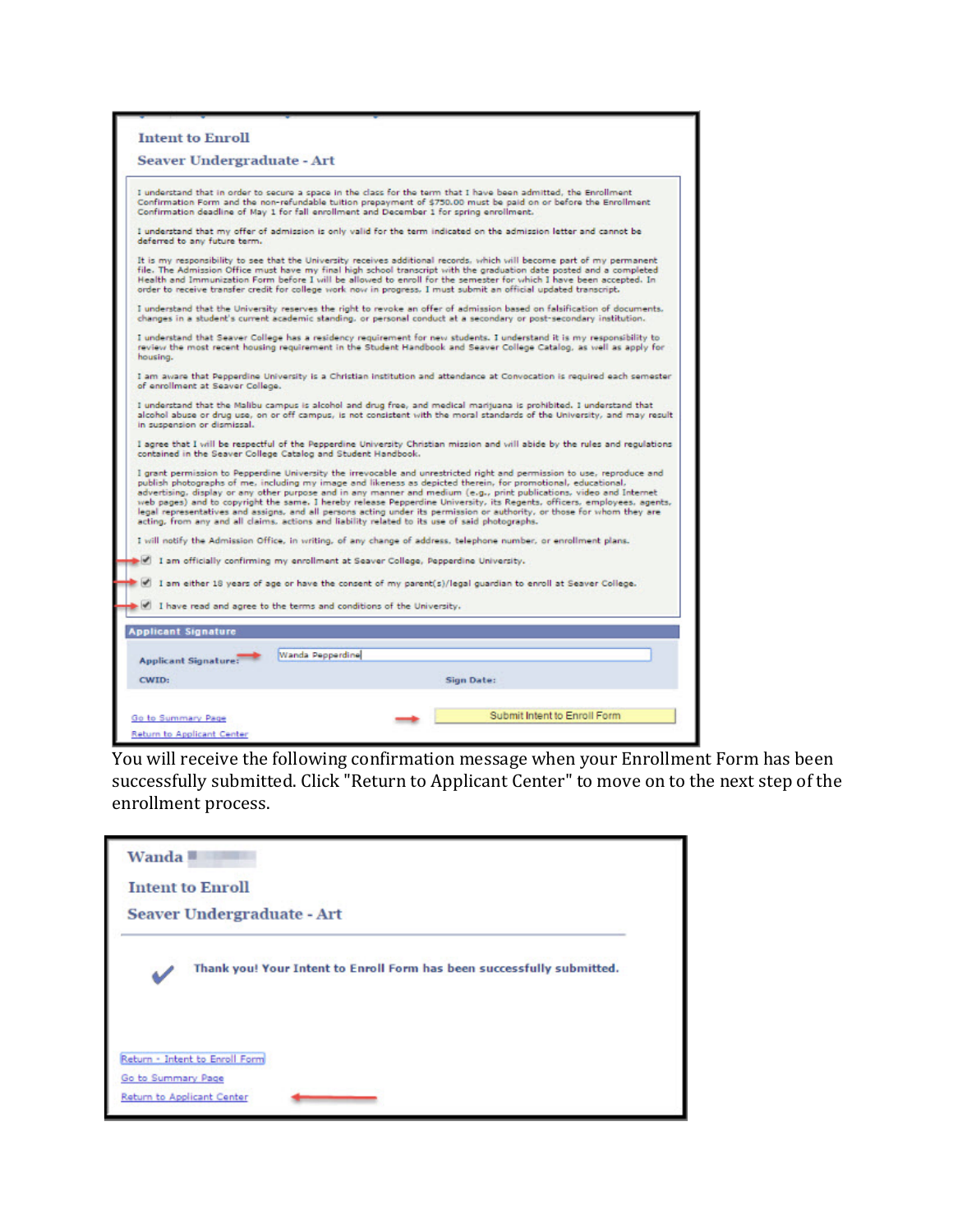### Intent to Enroll

### Seaver Undergraduate - Art

I understand that in order to secure a space in the class for the term that I have been admitted, the Enrollment Confirmation Form and the non-refundable tuition prepayment of $750.00 must be paid on or before the Enrollment Confirmation deadline of May 1 for fall enrollment and December 1 for spring enrollment.

I understand that my offer of admission is only valid for the term indicated on the admission letter and cannot be deferred to any future term.

It is my responsibility to see that the University receives additional records, which will become part of my permanent file. The Admission Office must have my final high school transcript with the graduation date posted and a completed Health and Immunization Form before I will be allowed to enroll for the semester for which I have been accepted. In order to receive transfer credit for college work now in progress, I must submit an official updated transcript.

I understand that the University reserves the right to revoke an offer of admission based on falsification of documents, changes in a student's current academic standing, or personal conduct at a secondary or post-secondary institution.

I understand that Seaver College has a residency requirement for new students. I understand it is my responsibility to review the most recent housing requirement in the Student Handbook and Seaver College Catalog, as well as apply for housing.

I am aware that Pepperdine University is a Christian institution and attendance at Convocation is required each semester of enrollment at Seaver College.

I understand that the Malibu campus is alcohol and drug free, and medical marijuana is prohibited. I understand that alcohol abuse or drug use, on or off campus, is not consistent with the moral standards of the University, and may result in suspension or dismissal.

I agree that I will be respectful of the Pepperdine University Christian mission and will abide by the rules and regulations contained in the Seaver College Catalog and Student Handbook.

I grant permission to Pepperdine University the irrevocable and unrestricted right and permission to use, reproduce and publish photographs of me, including my image and likeness as depicted therein, for promotional, educational, advertising, display or any other purpose and in any manner and medium (e.g., print publications, video and Internet web pages) and to copyright the same. I hereby release Pepperdine University, its Regents, officers, employees, agents, legal representatives and assigns, and all persons acting under its permission or authority, or those for whom they are acting, from any and all claims, actions and liability related to its use of said photographs.

I will notify the Admission Office, in writing, of any change of address, telephone number, or enrollment plans.

- [x] I am officially confirming my enrollment at Seaver College, Pepperdine University.
- [x] I am either 18 years of age or have the consent of my parent(s)/legal guardian to enroll at Seaver College.
- [x] I have read and agree to the terms and conditions of the University.

**Applicant Signature**

Applicant Signature: Wanda Pepperdine

CWID:

Sign Date:

Go to Summary Page

Return to Applicant Center

Submit Intent to Enroll Form

You will receive the following confirmation message when your Enrollment Form has been successfully submitted. Click "Return to Applicant Center" to move on to the next step of the enrollment process.

### Wanda

### Intent to Enroll

### Seaver Undergraduate - Art

Thank you! Your Intent to Enroll Form has been successfully submitted.

Return - Intent to Enroll Form

Go to Summary Page

Return to Applicant Center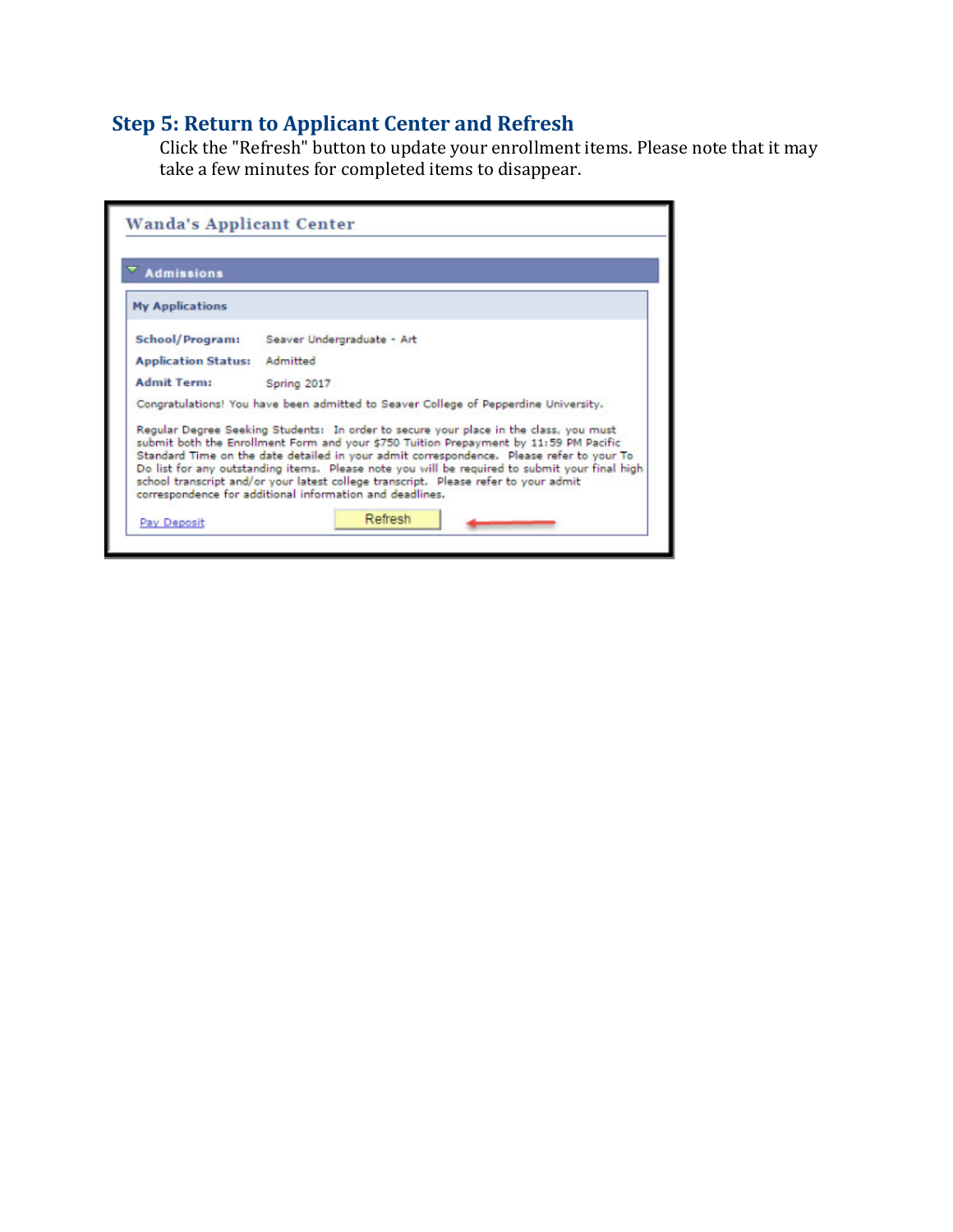## Step 5: Return to Applicant Center and Refresh

Click the "Refresh" button to update your enrollment items. Please note that it may take a few minutes for completed items to disappear.

Wanda's Applicant Center

Admissions

My Applications

**School/Program:** Seaver Undergraduate - Art

**Application Status:** Admitted

**Admit Term:** Spring 2017

Congratulations! You have been admitted to Seaver College of Pepperdine University.

Regular Degree Seeking Students: In order to secure your place in the class, you must submit both the Enrollment Form and your $750 Tuition Prepayment by 11:59 PM Pacific Standard Time on the date detailed in your admit correspondence. Please refer to your To Do list for any outstanding items. Please note you will be required to submit your final high school transcript and/or your latest college transcript. Please refer to your admit correspondence for additional information and deadlines.

Pay Deposit

Refresh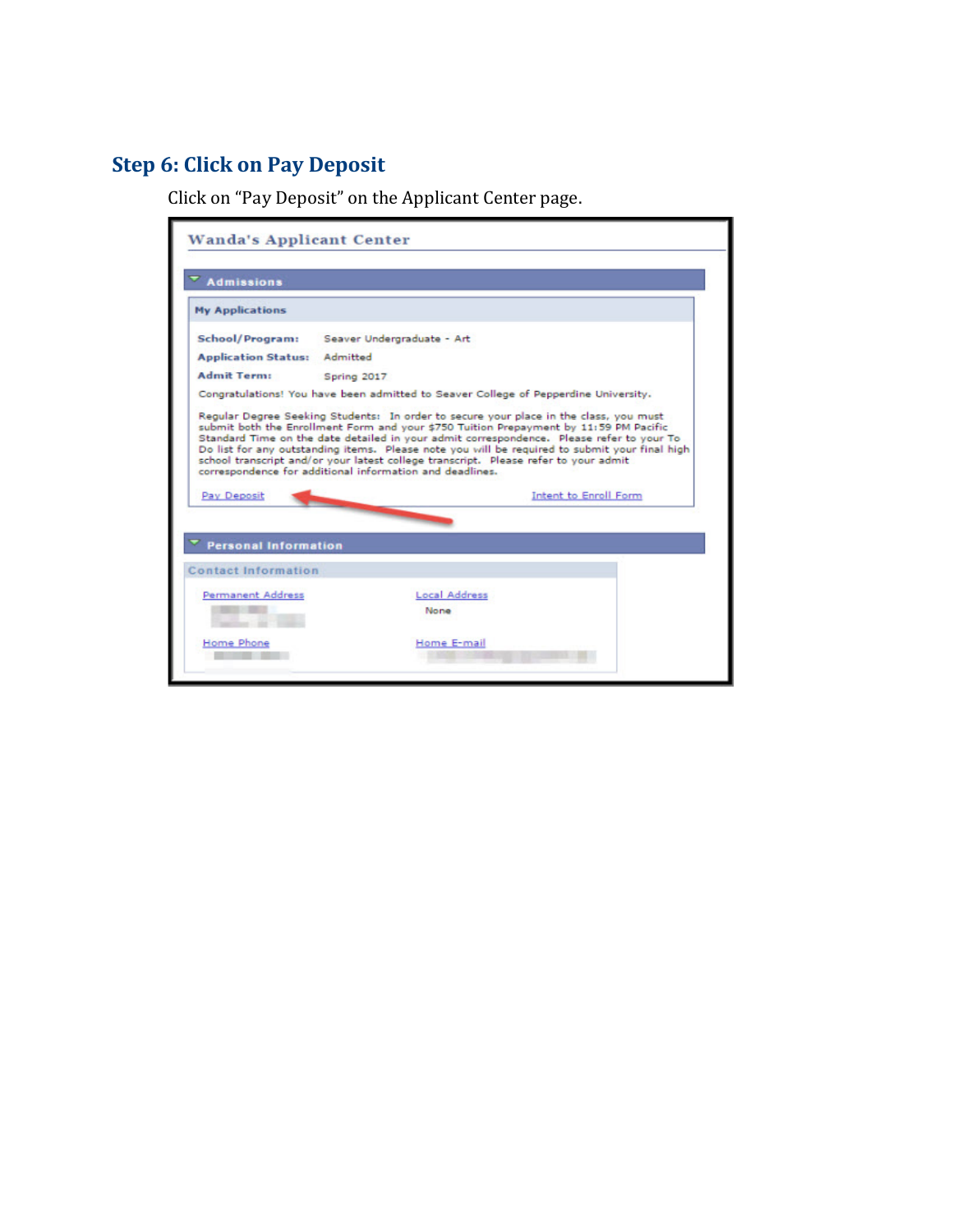## Step 6: Click on Pay Deposit

Click on "Pay Deposit" on the Applicant Center page.

**Wanda's Applicant Center**

**Admissions**

**My Applications**

**School/Program:** Seaver Undergraduate - Art

**Application Status:** Admitted

**Admit Term:** Spring 2017

Congratulations! You have been admitted to Seaver College of Pepperdine University.

Regular Degree Seeking Students: In order to secure your place in the class, you must submit both the Enrollment Form and your $750 Tuition Prepayment by 11:59 PM Pacific Standard Time on the date detailed in your admit correspondence. Please refer to your To Do list for any outstanding items. Please note you will be required to submit your final high school transcript and/or your latest college transcript. Please refer to your admit correspondence for additional information and deadlines.

Pay Deposit | Intent to Enroll Form

**Personal Information**

Contact Information

Permanent Address | Local Address: None

Home Phone | Home E-mail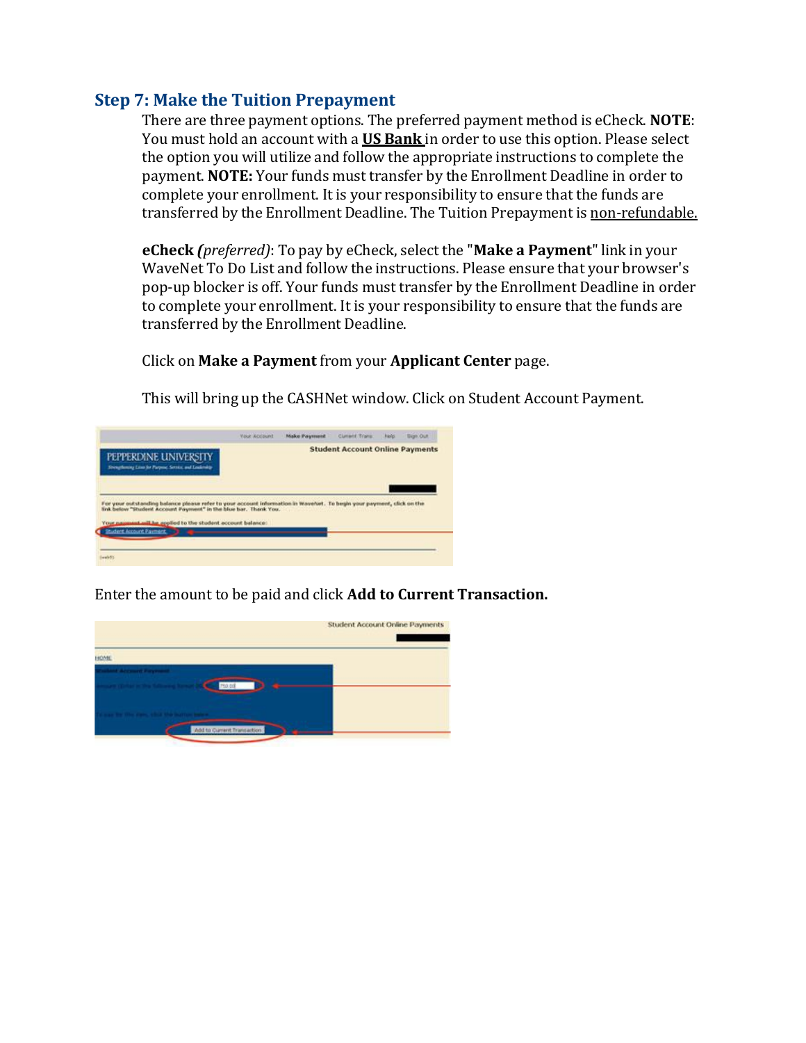## Step 7: Make the Tuition Prepayment

There are three payment options. The preferred payment method is eCheck. **NOTE**: You must hold an account with a **US Bank** in order to use this option. Please select the option you will utilize and follow the appropriate instructions to complete the payment. **NOTE:** Your funds must transfer by the Enrollment Deadline in order to complete your enrollment. It is your responsibility to ensure that the funds are transferred by the Enrollment Deadline. The Tuition Prepayment is non-refundable.

**eCheck** ***(preferred)***: To pay by eCheck, select the "**Make a Payment**" link in your WaveNet To Do List and follow the instructions. Please ensure that your browser's pop-up blocker is off. Your funds must transfer by the Enrollment Deadline in order to complete your enrollment. It is your responsibility to ensure that the funds are transferred by the Enrollment Deadline.

Click on **Make a Payment** from your **Applicant Center** page.

This will bring up the CASHNet window. Click on Student Account Payment.

Enter the amount to be paid and click **Add to Current Transaction.**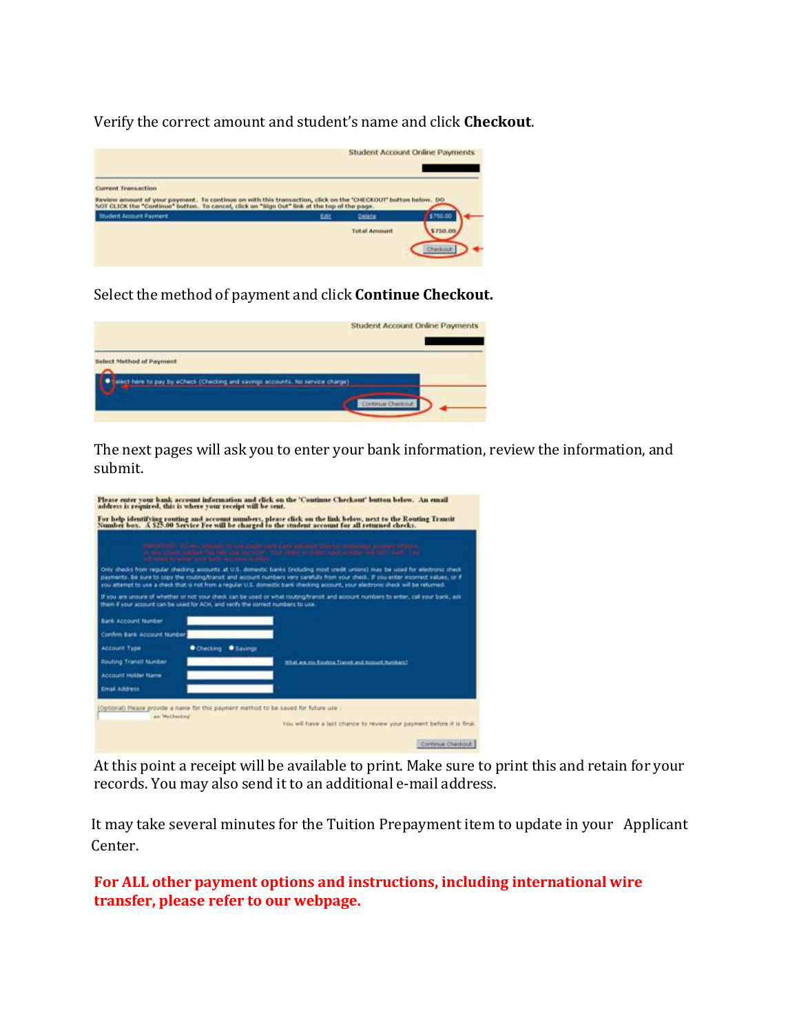Verify the correct amount and student's name and click **Checkout**.

Select the method of payment and click **Continue Checkout.**

The next pages will ask you to enter your bank information, review the information, and submit.

At this point a receipt will be available to print. Make sure to print this and retain for your records. You may also send it to an additional e-mail address.

It may take several minutes for the Tuition Prepayment item to update in your Applicant Center.

**For ALL other payment options and instructions, including international wire transfer, please refer to our webpage.**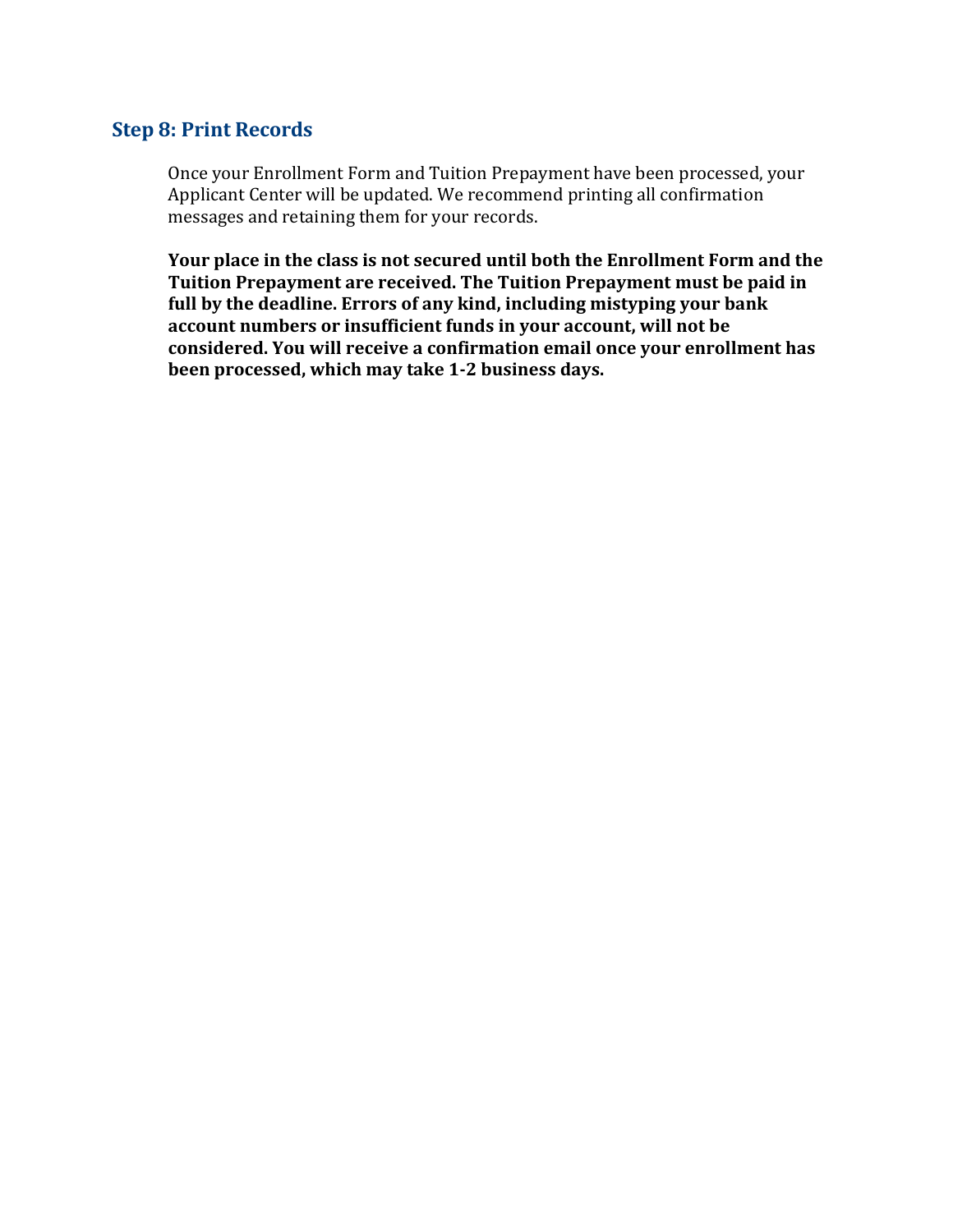## Step 8: Print Records

Once your Enrollment Form and Tuition Prepayment have been processed, your Applicant Center will be updated. We recommend printing all confirmation messages and retaining them for your records.

**Your place in the class is not secured until both the Enrollment Form and the Tuition Prepayment are received. The Tuition Prepayment must be paid in full by the deadline. Errors of any kind, including mistyping your bank account numbers or insufficient funds in your account, will not be considered. You will receive a confirmation email once your enrollment has been processed, which may take 1-2 business days.**